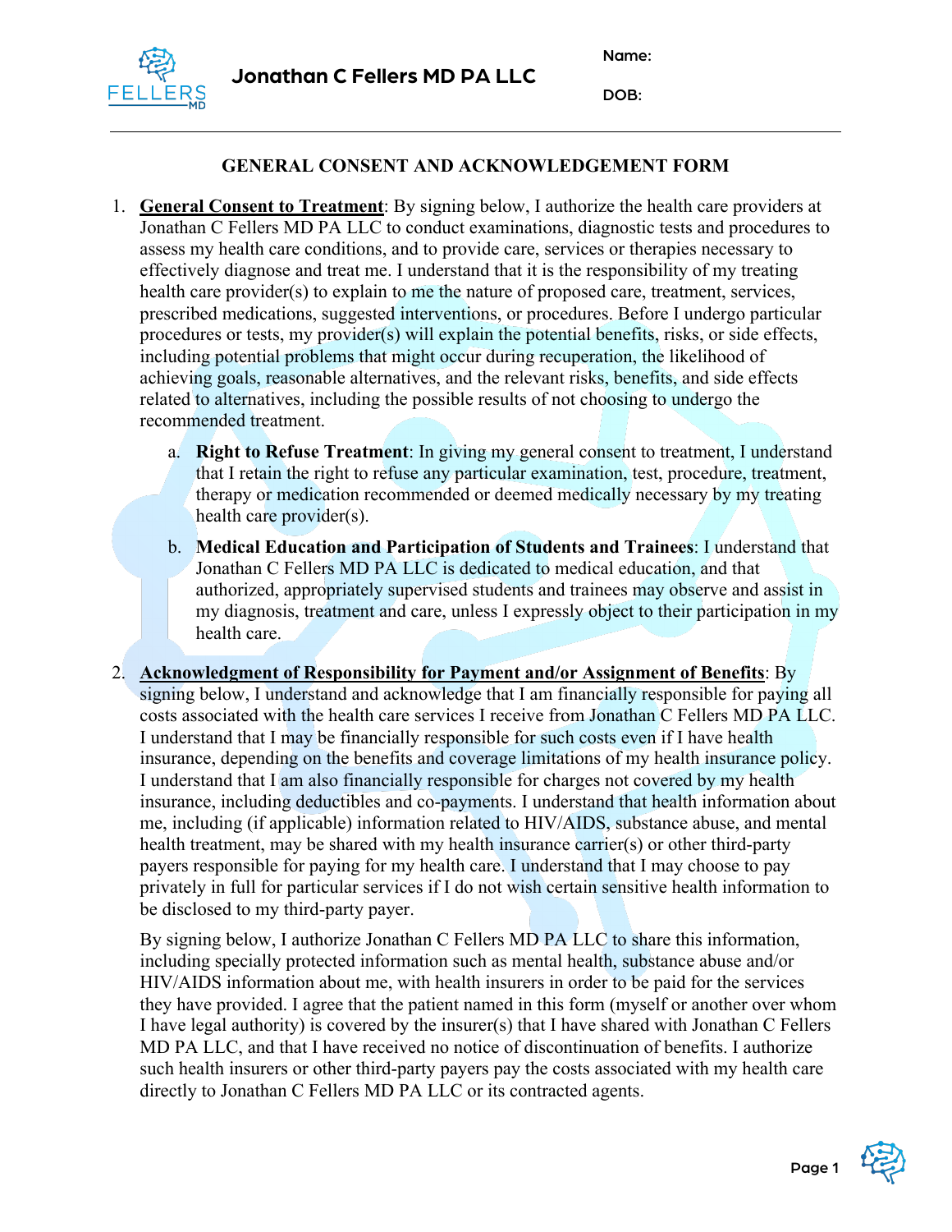**Jonathan C Fellers MD PA LLC**

Name:

DOB:

# GENERAL CONSENT AND ACKNOWLEDGEMENT FORM

1. **General Consent to Treatment**: By signing below, I authorize the health care providers at Jonathan C Fellers MD PA LLC to conduct examinations, diagnostic tests and procedures to assess my health care conditions, and to provide care, services or therapies necessary to effectively diagnose and treat me. I understand that it is the responsibility of my treating health care provider(s) to explain to me the nature of proposed care, treatment, services, prescribed medications, suggested interventions, or procedures. Before I undergo particular procedures or tests, my provider(s) will explain the potential benefits, risks, or side effects, including potential problems that might occur during recuperation, the likelihood of achieving goals, reasonable alternatives, and the relevant risks, benefits, and side effects related to alternatives, including the possible results of not choosing to undergo the recommended treatment.

   a. **Right to Refuse Treatment**: In giving my general consent to treatment, I understand that I retain the right to refuse any particular examination, test, procedure, treatment, therapy or medication recommended or deemed medically necessary by my treating health care provider(s).

   b. **Medical Education and Participation of Students and Trainees**: I understand that Jonathan C Fellers MD PA LLC is dedicated to medical education, and that authorized, appropriately supervised students and trainees may observe and assist in my diagnosis, treatment and care, unless I expressly object to their participation in my health care.

2. **Acknowledgment of Responsibility for Payment and/or Assignment of Benefits**: By signing below, I understand and acknowledge that I am financially responsible for paying all costs associated with the health care services I receive from Jonathan C Fellers MD PA LLC. I understand that I may be financially responsible for such costs even if I have health insurance, depending on the benefits and coverage limitations of my health insurance policy. I understand that I am also financially responsible for charges not covered by my health insurance, including deductibles and co-payments. I understand that health information about me, including (if applicable) information related to HIV/AIDS, substance abuse, and mental health treatment, may be shared with my health insurance carrier(s) or other third-party payers responsible for paying for my health care. I understand that I may choose to pay privately in full for particular services if I do not wish certain sensitive health information to be disclosed to my third-party payer.

   By signing below, I authorize Jonathan C Fellers MD PA LLC to share this information, including specially protected information such as mental health, substance abuse and/or HIV/AIDS information about me, with health insurers in order to be paid for the services they have provided. I agree that the patient named in this form (myself or another over whom I have legal authority) is covered by the insurer(s) that I have shared with Jonathan C Fellers MD PA LLC, and that I have received no notice of discontinuation of benefits. I authorize such health insurers or other third-party payers pay the costs associated with my health care directly to Jonathan C Fellers MD PA LLC or its contracted agents.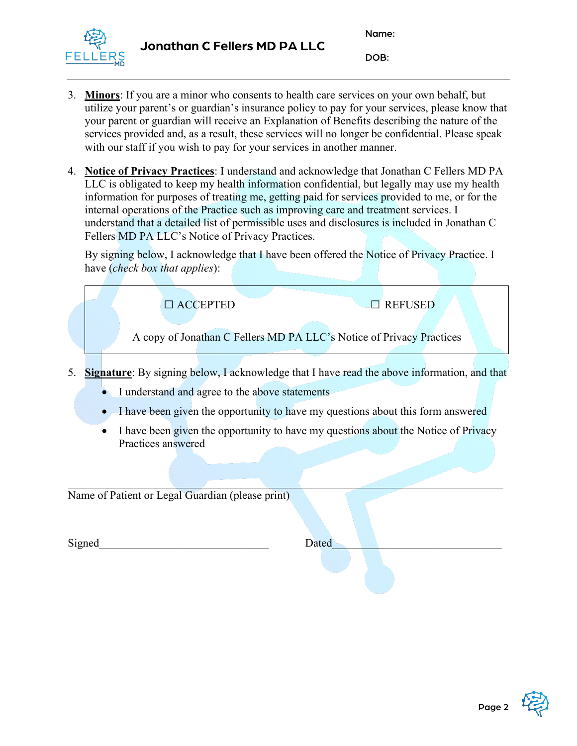3. **Minors**: If you are a minor who consents to health care services on your own behalf, but utilize your parent's or guardian's insurance policy to pay for your services, please know that your parent or guardian will receive an Explanation of Benefits describing the nature of the services provided and, as a result, these services will no longer be confidential. Please speak with our staff if you wish to pay for your services in another manner.

4. **Notice of Privacy Practices**: I understand and acknowledge that Jonathan C Fellers MD PA LLC is obligated to keep my health information confidential, but legally may use my health information for purposes of treating me, getting paid for services provided to me, or for the internal operations of the Practice such as improving care and treatment services. I understand that a detailed list of permissible uses and disclosures is included in Jonathan C Fellers MD PA LLC's Notice of Privacy Practices.

   By signing below, I acknowledge that I have been offered the Notice of Privacy Practice. I have (*check box that applies*):

| | |
|---|---|
| ☐ ACCEPTED | ☐ REFUSED |
| A copy of Jonathan C Fellers MD PA LLC's Notice of Privacy Practices | |

5. **Signature**: By signing below, I acknowledge that I have read the above information, and that
   - I understand and agree to the above statements
   - I have been given the opportunity to have my questions about this form answered
   - I have been given the opportunity to have my questions about the Notice of Privacy Practices answered

\_\_\_\_\_\_\_\_\_\_\_\_\_\_\_\_\_\_\_\_\_\_\_\_\_\_\_\_\_\_\_\_\_\_\_\_\_\_\_\_\_\_\_\_\_\_\_\_\_\_\_\_\_\_\_\_\_\_\_\_\_\_\_\_\_\_\_\_

Name of Patient or Legal Guardian (please print)

Signed\_\_\_\_\_\_\_\_\_\_\_\_\_\_\_\_\_\_\_\_\_\_\_\_\_\_\_\_\_\_ Dated\_\_\_\_\_\_\_\_\_\_\_\_\_\_\_\_\_\_\_\_\_\_\_\_\_\_\_\_\_\_